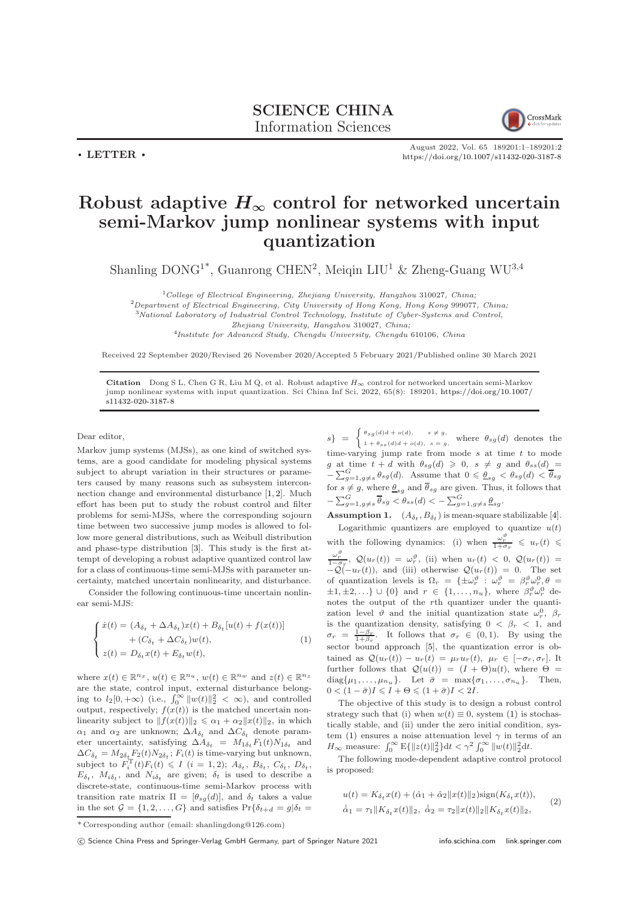**SCIENCE CHINA**
Information Sciences

• **LETTER** •

# Robust adaptive $H_\infty$ control for networked uncertain semi-Markov jump nonlinear systems with input quantization

Shanling DONG[1*], Guanrong CHEN[2], Meiqin LIU[1] & Zheng-Guang WU[3,4]

[1] *College of Electrical Engineering, Zhejiang University, Hangzhou* 310027*, China;*
[2] *Department of Electrical Engineering, City University of Hong Kong, Hong Kong* 999077*, China;*
[3] *National Laboratory of Industrial Control Technology, Institute of Cyber-Systems and Control, Zhejiang University, Hangzhou* 310027*, China;*
[4] *Institute for Advanced Study, Chengdu University, Chengdu* 610106*, China*

Received 22 September 2020/Revised 26 November 2020/Accepted 5 February 2021/Published online 30 March 2021

**Citation** Dong S L, Chen G R, Liu M Q, et al. Robust adaptive $H_\infty$ control for networked uncertain semi-Markov jump nonlinear systems with input quantization. Sci China Inf Sci, 2022, 65(8): 189201, https://doi.org/10.1007/s11432-020-3187-8

Dear editor,

Markov jump systems (MJSs), as one kind of switched systems, are a good candidate for modeling physical systems subject to abrupt variation in their structures or parameters caused by many reasons such as subsystem interconnection change and environmental disturbance [1, 2]. Much effort has been put to study the robust control and filter problems for semi-MJSs, where the corresponding sojourn time between two successive jump modes is allowed to follow more general distributions, such as Weibull distribution and phase-type distribution [3]. This study is the first attempt of developing a robust adaptive quantized control law for a class of continuous-time semi-MJSs with parameter uncertainty, matched uncertain nonlinearity, and disturbance.

Consider the following continuous-time uncertain nonlinear semi-MJS:

$$
\begin{cases}
\dot{x}(t) = (A_{\delta_t} + \Delta A_{\delta_t})x(t) + B_{\delta_t}[u(t) + f(x(t))] \\
\qquad + (C_{\delta_t} + \Delta C_{\delta_t})w(t), \\
z(t) = D_{\delta_t}x(t) + E_{\delta_t}w(t),
\end{cases} \tag{1}
$$

where $x(t) \in \mathbb{R}^{n_x}$, $u(t) \in \mathbb{R}^{n_u}$, $w(t) \in \mathbb{R}^{n_w}$ and $z(t) \in \mathbb{R}^{n_z}$ are the state, control input, external disturbance belonging to $l_2[0, +\infty)$ (i.e., $\int_0^\infty \|w(t)\|_2^2 < \infty$), and controlled output, respectively; $f(x(t))$ is the matched uncertain nonlinearity subject to $\|f(x(t))\|_2 \leqslant \alpha_1 + \alpha_2\|x(t)\|_2$, in which $\alpha_1$ and $\alpha_2$ are unknown; $\Delta A_{\delta_t}$ and $\Delta C_{\delta_t}$ denote parameter uncertainty, satisfying $\Delta A_{\delta_t} = M_{1\delta_t}F_1(t)N_{1\delta_t}$ and $\Delta C_{\delta_t} = M_{2\delta_t}F_2(t)N_{2\delta_t}$; $F_i(t)$ is time-varying but unknown, subject to $F_i^{\mathrm{T}}(t)F_i(t) \leqslant I$ $(i = 1, 2)$; $A_{\delta_t}$, $B_{\delta_t}$, $C_{\delta_t}$, $D_{\delta_t}$, $E_{\delta_t}$, $M_{i\delta_t}$, and $N_{i\delta_t}$ are given; $\delta_t$ is used to describe a discrete-state, continuous-time semi-Markov process with transition rate matrix $\Pi = [\theta_{sg}(d)]$, and $\delta_t$ takes a value in the set $\mathcal{G} = \{1, 2, \ldots, G\}$ and satisfies $\Pr\{\delta_{t+d} = g|\delta_t = s\} = \begin{cases} \theta_{sg}(d)d + o(d), & s \neq g, \\ 1 + \theta_{ss}(d)d + o(d), & s = g, \end{cases}$ where $\theta_{sg}(d)$ denotes the time-varying jump rate from mode $s$ at time $t$ to mode $g$ at time $t + d$ with $\theta_{sg}(d) \geqslant 0$, $s \neq g$ and $\theta_{ss}(d) = -\sum_{g=1, g\neq s}^{G} \theta_{sg}(d)$. Assume that $0 \leqslant \underline{\theta}_{sg} < \theta_{sg}(d) < \overline{\theta}_{sg}$ for $s \neq g$, where $\underline{\theta}_{sg}$ and $\overline{\theta}_{sg}$ are given. Thus, it follows that $-\sum_{g=1, g\neq s}^{G} \overline{\theta}_{sg} < \theta_{ss}(d) < -\sum_{g=1, g\neq s}^{G} \underline{\theta}_{sg}$.

**Assumption 1.** $(A_{\delta_t}, B_{\delta_t})$ is mean-square stabilizable [4].

Logarithmic quantizers are employed to quantize $u(t)$ with the following dynamics: (i) when $\frac{\omega_r^\vartheta}{1+\sigma_r} \leqslant u_r(t) \leqslant \frac{\omega_r^\vartheta}{1-\sigma_r}$, $\mathcal{Q}(u_r(t)) = \omega_r^\vartheta$, (ii) when $u_r(t) < 0$, $\mathcal{Q}(u_r(t)) = -\mathcal{Q}(-u_r(t))$, and (iii) otherwise $\mathcal{Q}(u_r(t)) = 0$. The set of quantization levels is $\Omega_r = \{\pm\omega_r^\vartheta : \omega_r^\vartheta = \beta_r^\vartheta\omega_r^0, \vartheta = \pm1, \pm2, \ldots\} \cup \{0\}$ and $r \in \{1, \ldots, n_u\}$, where $\beta_r^\vartheta\omega_r^0$ denotes the output of the $r$th quantizer under the quantization level $\vartheta$ and the initial quantization state $\omega_r^0$, $\beta_r$ is the quantization density, satisfying $0 < \beta_r < 1$, and $\sigma_r = \frac{1-\beta_r}{1+\beta_r}$. It follows that $\sigma_r \in (0, 1)$. By using the sector bound approach [5], the quantization error is obtained as $\mathcal{Q}(u_r(t)) - u_r(t) = \mu_r u_r(t)$, $\mu_r \in [-\sigma_r, \sigma_r]$. It further follows that $\mathcal{Q}(u(t)) = (I + \Theta)u(t)$, where $\Theta = \mathrm{diag}\{\mu_1, \ldots, \mu_{n_u}\}$. Let $\bar{\sigma} = \max\{\sigma_1, \ldots, \sigma_{n_u}\}$. Then, $0 < (1 - \bar{\sigma})I \leqslant I + \Theta \leqslant (1 + \bar{\sigma})I < 2I$.

The objective of this study is to design a robust control strategy such that (i) when $w(t) \equiv 0$, system (1) is stochastically stable, and (ii) under the zero initial condition, system (1) ensures a noise attenuation level $\gamma$ in terms of an $H_\infty$ measure: $\int_0^\infty \mathrm{E}\{\|z(t)\|_2^2\}\mathrm{d}t < \gamma^2 \int_0^\infty \|w(t)\|_2^2\mathrm{d}t$.

The following mode-dependent adaptive control protocol is proposed:

$$
\begin{aligned}
&u(t) = K_{\delta_t}x(t) + (\hat{\alpha}_1 + \hat{\alpha}_2\|x(t)\|_2)\mathrm{sign}(K_{\delta_t}x(t)), \\
&\dot{\hat{\alpha}}_1 = \tau_1\|K_{\delta_t}x(t)\|_2, \ \dot{\hat{\alpha}}_2 = \tau_2\|x(t)\|_2\|K_{\delta_t}x(t)\|_2,
\end{aligned} \tag{2}
$$

*Corresponding author (email: shanlingdong@126.com)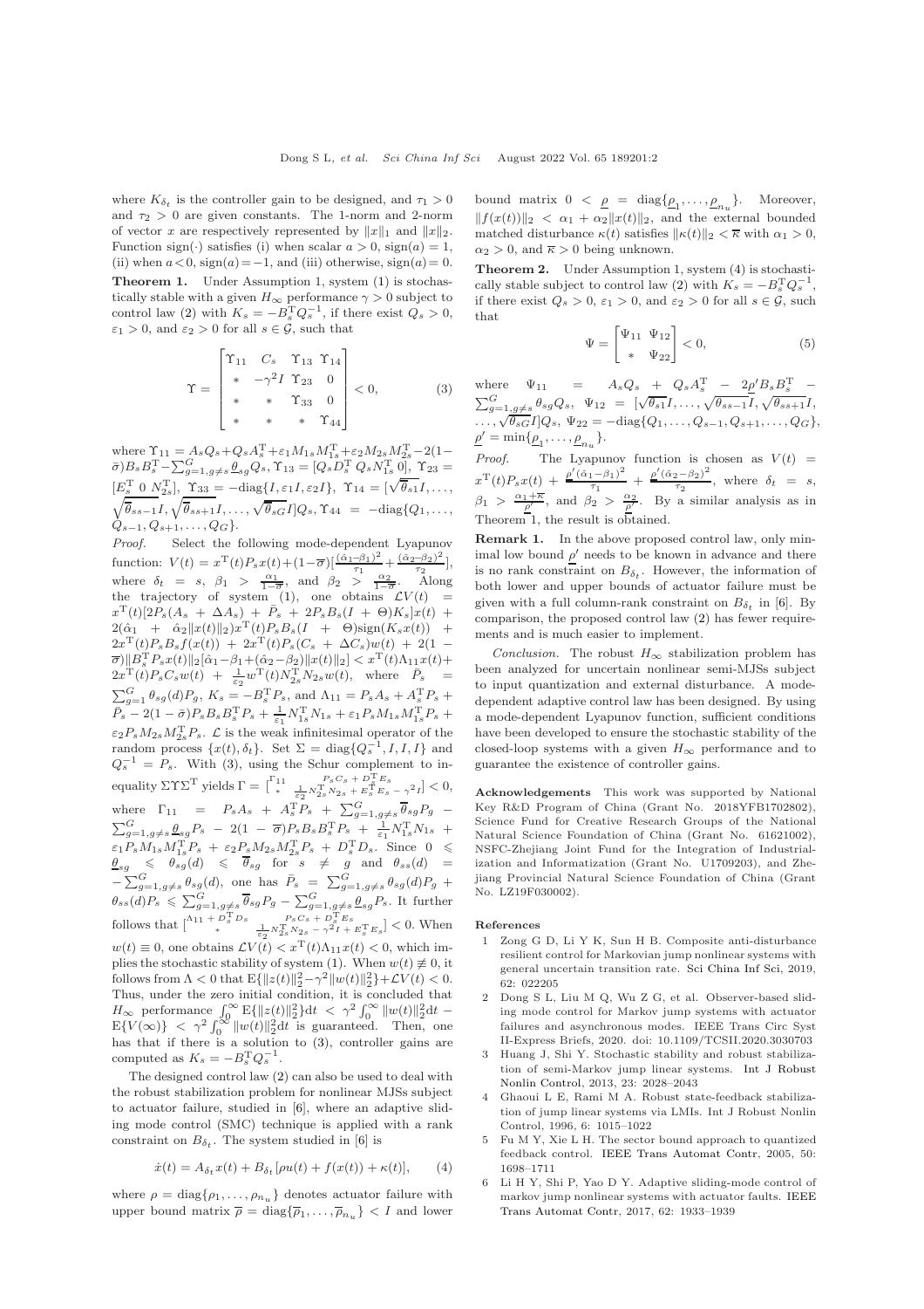where $K_{\delta_t}$ is the controller gain to be designed, and $\tau_1 > 0$ and $\tau_2 > 0$ are given constants. The 1-norm and 2-norm of vector $x$ are respectively represented by $\|x\|_1$ and $\|x\|_2$. Function sign$(\cdot)$ satisfies (i) when scalar $a > 0$, $\mathrm{sign}(a) = 1$, (ii) when $a<0$, $\mathrm{sign}(a)=-1$, and (iii) otherwise, $\mathrm{sign}(a) = 0$.

**Theorem 1.** Under Assumption 1, system (1) is stochastically stable with a given $H_\infty$ performance $\gamma > 0$ subject to control law (2) with $K_s = -B_s^{\mathrm{T}} Q_s^{-1}$, if there exist $Q_s > 0$, $\varepsilon_1 > 0$, and $\varepsilon_2 > 0$ for all $s \in \mathcal{G}$, such that

$$\Upsilon = \begin{bmatrix} \Upsilon_{11} & C_s & \Upsilon_{13} & \Upsilon_{14} \\ * & -\gamma^2 I & \Upsilon_{23} & 0 \\ * & * & \Upsilon_{33} & 0 \\ * & * & * & \Upsilon_{44} \end{bmatrix} < 0, \tag{3}$$

where $\Upsilon_{11} = A_s Q_s + Q_s A_s^{\mathrm{T}} + \varepsilon_1 M_{1s} M_{1s}^{\mathrm{T}} + \varepsilon_2 M_{2s} M_{2s}^{\mathrm{T}} - 2(1-\bar{\sigma}) B_s B_s^{\mathrm{T}} - \sum_{g=1, g\neq s}^{G} \underline{\theta}_{sg} Q_s$, $\Upsilon_{13} = [Q_s D_s^{\mathrm{T}}\ Q_s N_{1s}^{\mathrm{T}}\ 0]$, $\Upsilon_{23} = [E_s^{\mathrm{T}}\ 0\ N_{2s}^{\mathrm{T}}]$, $\Upsilon_{33} = -\mathrm{diag}\{I, \varepsilon_1 I, \varepsilon_2 I\}$, $\Upsilon_{14} = [\sqrt{\overline{\theta}_{s1}} I, \ldots, \sqrt{\overline{\theta}_{ss-1}} I, \sqrt{\overline{\theta}_{ss+1}} I, \ldots, \sqrt{\overline{\theta}_{sG}} I] Q_s$, $\Upsilon_{44} = -\mathrm{diag}\{Q_1, \ldots, Q_{s-1}, Q_{s+1}, \ldots, Q_G\}$.

*Proof.* Select the following mode-dependent Lyapunov function: $V(t) = x^{\mathrm{T}}(t) P_s x(t) + (1-\overline{\sigma})[\frac{(\hat{\alpha}_1 - \beta_1)^2}{\tau_1} + \frac{(\hat{\alpha}_2 - \beta_2)^2}{\tau_2}]$, where $\delta_t = s$, $\beta_1 > \frac{\alpha_1}{1-\overline{\sigma}}$, and $\beta_2 > \frac{\alpha_2}{1-\overline{\sigma}}$. Along the trajectory of system (1), one obtains $\mathcal{L}V(t) = x^{\mathrm{T}}(t)[2P_s(A_s + \Delta A_s) + \bar{P}_s + 2P_s B_s (I + \Theta) K_s] x(t) + 2(\hat{\alpha}_1 + \hat{\alpha}_2 \|x(t)\|_2) x^{\mathrm{T}}(t) P_s B_s (I + \Theta) \mathrm{sign}(K_s x(t)) + 2x^{\mathrm{T}}(t) P_s B_s f(x(t)) + 2x^{\mathrm{T}}(t) P_s (C_s + \Delta C_s) w(t) + 2(1 - \overline{\sigma}) \|B_s^{\mathrm{T}} P_s x(t)\|_2 [\hat{\alpha}_1 - \beta_1 + (\hat{\alpha}_2 - \beta_2)\|x(t)\|_2] < x^{\mathrm{T}}(t) \Lambda_{11} x(t) + 2x^{\mathrm{T}}(t) P_s C_s w(t) + \frac{1}{\varepsilon_2} w^{\mathrm{T}}(t) N_{2s}^{\mathrm{T}} N_{2s} w(t)$, where $\bar{P}_s = \sum_{g=1}^{G} \theta_{sg}(d) P_g$, $K_s = -B_s^{\mathrm{T}} P_s$, and $\Lambda_{11} = P_s A_s + A_s^{\mathrm{T}} P_s + \bar{P}_s - 2(1-\bar{\sigma}) P_s B_s B_s^{\mathrm{T}} P_s + \frac{1}{\varepsilon_1} N_{1s}^{\mathrm{T}} N_{1s} + \varepsilon_1 P_s M_{1s} M_{1s}^{\mathrm{T}} P_s + \varepsilon_2 P_s M_{2s} M_{2s}^{\mathrm{T}} P_s$. $\mathcal{L}$ is the weak infinitesimal operator of the random process $\{x(t), \delta_t\}$. Set $\Sigma = \mathrm{diag}\{Q_s^{-1}, I, I, I\}$ and $Q_s^{-1} = P_s$. With (3), using the Schur complement to inequality $\Sigma \Upsilon \Sigma^{\mathrm{T}}$ yields $\Gamma = \left[\begin{smallmatrix} \Gamma_{11} & P_s C_s + D_s^{\mathrm{T}} E_s \\ * & \frac{1}{\varepsilon_2} N_{2s}^{\mathrm{T}} N_{2s} + E_s^{\mathrm{T}} E_s - \gamma^2 I \end{smallmatrix}\right] < 0$, where $\Gamma_{11} = P_s A_s + A_s^{\mathrm{T}} P_s + \sum_{g=1, g\neq s}^{G} \overline{\theta}_{sg} P_g - \sum_{g=1, g\neq s}^{G} \underline{\theta}_{sg} P_s - 2(1-\overline{\sigma}) P_s B_s B_s^{\mathrm{T}} P_s + \frac{1}{\varepsilon_1} N_{1s}^{\mathrm{T}} N_{1s} + \varepsilon_1 P_s M_{1s} M_{1s}^{\mathrm{T}} P_s + \varepsilon_2 P_s M_{2s} M_{2s}^{\mathrm{T}} P_s + D_s^{\mathrm{T}} D_s$. Since $0 \leqslant \underline{\theta}_{sg} \leqslant \theta_{sg}(d) \leqslant \overline{\theta}_{sg}$ for $s \neq g$ and $\theta_{ss}(d) = -\sum_{g=1, g\neq s}^{G} \theta_{sg}(d)$, one has $\bar{P}_s = \sum_{g=1, g\neq s}^{G} \theta_{sg}(d) P_g + \theta_{ss}(d) P_s \leqslant \sum_{g=1, g\neq s}^{G} \overline{\theta}_{sg} P_g - \sum_{g=1, g\neq s}^{G} \underline{\theta}_{sg} P_s$. It further follows that $\left[\begin{smallmatrix} \Lambda_{11} + D_s^{\mathrm{T}} D_s & P_s C_s + D_s^{\mathrm{T}} E_s \\ * & \frac{1}{\varepsilon_2} N_{2s}^{\mathrm{T}} N_{2s} - \gamma^2 I + E_s^{\mathrm{T}} E_s \end{smallmatrix}\right] < 0$. When $w(t) \equiv 0$, one obtains $\mathcal{L}V(t) < x^{\mathrm{T}}(t) \Lambda_{11} x(t) < 0$, which implies the stochastic stability of system (1). When $w(t) \not\equiv 0$, it follows from $\Lambda < 0$ that $\mathrm{E}\{\|z(t)\|_2^2 - \gamma^2 \|w(t)\|_2^2\} + \mathcal{L}V(t) < 0$. Thus, under the zero initial condition, it is concluded that $H_\infty$ performance $\int_0^\infty \mathrm{E}\{\|z(t)\|_2^2\} \mathrm{d}t < \gamma^2 \int_0^\infty \|w(t)\|_2^2 \mathrm{d}t - \mathrm{E}\{V(\infty)\} < \gamma^2 \int_0^\infty \|w(t)\|_2^2 \mathrm{d}t$ is guaranteed. Then, one has that if there is a solution to (3), controller gains are computed as $K_s = -B_s^{\mathrm{T}} Q_s^{-1}$.

The designed control law (2) can also be used to deal with the robust stabilization problem for nonlinear MJSs subject to actuator failure, studied in [6], where an adaptive sliding mode control (SMC) technique is applied with a rank constraint on $B_{\delta_t}$. The system studied in [6] is

$$\dot{x}(t) = A_{\delta_t} x(t) + B_{\delta_t}[\rho u(t) + f(x(t)) + \kappa(t)], \tag{4}$$

where $\rho = \mathrm{diag}\{\rho_1, \ldots, \rho_{n_u}\}$ denotes actuator failure with upper bound matrix $\overline{\rho} = \mathrm{diag}\{\overline{\rho}_1, \ldots, \overline{\rho}_{n_u}\} < I$ and lower bound matrix $0 < \underline{\rho} = \mathrm{diag}\{\underline{\rho}_1, \ldots, \underline{\rho}_{n_u}\}$. Moreover, $\|f(x(t))\|_2 < \alpha_1 + \alpha_2 \|x(t)\|_2$, and the external bounded matched disturbance $\kappa(t)$ satisfies $\|\kappa(t)\|_2 < \overline{\kappa}$ with $\alpha_1 > 0$, $\alpha_2 > 0$, and $\overline{\kappa} > 0$ being unknown.

**Theorem 2.** Under Assumption 1, system (4) is stochastically stable subject to control law (2) with $K_s = -B_s^{\mathrm{T}} Q_s^{-1}$, if there exist $Q_s > 0$, $\varepsilon_1 > 0$, and $\varepsilon_2 > 0$ for all $s \in \mathcal{G}$, such that

$$\Psi = \begin{bmatrix} \Psi_{11} & \Psi_{12} \\ * & \Psi_{22} \end{bmatrix} < 0, \tag{5}$$

where $\Psi_{11} = A_s Q_s + Q_s A_s^{\mathrm{T}} - 2\underline{\rho}' B_s B_s^{\mathrm{T}} - \sum_{g=1, g\neq s}^{G} \theta_{sg} Q_s$, $\Psi_{12} = [\sqrt{\overline{\theta}_{s1}} I, \ldots, \sqrt{\overline{\theta}_{ss-1}} I, \sqrt{\overline{\theta}_{ss+1}} I, \ldots, \sqrt{\overline{\theta}_{sG}} I] Q_s$, $\Psi_{22} = -\mathrm{diag}\{Q_1, \ldots, Q_{s-1}, Q_{s+1}, \ldots, Q_G\}$, $\underline{\rho}' = \min\{\underline{\rho}_1, \ldots, \underline{\rho}_{n_u}\}$.

*Proof.* The Lyapunov function is chosen as $V(t) = x^{\mathrm{T}}(t) P_s x(t) + \frac{\underline{\rho}'(\hat{\alpha}_1 - \beta_1)^2}{\tau_1} + \frac{\underline{\rho}'(\hat{\alpha}_2 - \beta_2)^2}{\tau_2}$, where $\delta_t = s$, $\beta_1 > \frac{\alpha_1 + \overline{\kappa}}{\underline{\rho}'}$, and $\beta_2 > \frac{\alpha_2}{\underline{\rho}'}$. By a similar analysis as in Theorem 1, the result is obtained.

**Remark 1.** In the above proposed control law, only minimal low bound $\underline{\rho}'$ needs to be known in advance and there is no rank constraint on $B_{\delta_t}$. However, the information of both lower and upper bounds of actuator failure must be given with a full column-rank constraint on $B_{\delta_t}$ in [6]. By comparison, the proposed control law (2) has fewer requirements and is much easier to implement.

*Conclusion.* The robust $H_\infty$ stabilization problem has been analyzed for uncertain nonlinear semi-MJSs subject to input quantization and external disturbance. A mode-dependent adaptive control law has been designed. By using a mode-dependent Lyapunov function, sufficient conditions have been developed to ensure the stochastic stability of the closed-loop systems with a given $H_\infty$ performance and to guarantee the existence of controller gains.

**Acknowledgements** This work was supported by National Key R&D Program of China (Grant No. 2018YFB1702802), Science Fund for Creative Research Groups of the National Natural Science Foundation of China (Grant No. 61621002), NSFC-Zhejiang Joint Fund for the Integration of Industrialization and Informatization (Grant No. U1709203), and Zhejiang Provincial Natural Science Foundation of China (Grant No. LZ19F030002).

## References

1. Zong G D, Li Y K, Sun H B. Composite anti-disturbance resilient control for Markovian jump nonlinear systems with general uncertain transition rate. Sci China Inf Sci, 2019, 62: 022205
2. Dong S L, Liu M Q, Wu Z G, et al. Observer-based sliding mode control for Markov jump systems with actuator failures and asynchronous modes. IEEE Trans Circ Syst II-Express Briefs, 2020. doi: 10.1109/TCSII.2020.3030703
3. Huang J, Shi Y. Stochastic stability and robust stabilization of semi-Markov jump linear systems. Int J Robust Nonlin Control, 2013, 23: 2028–2043
4. Ghaoui L E, Rami M A. Robust state-feedback stabilization of jump linear systems via LMIs. Int J Robust Nonlin Control, 1996, 6: 1015–1022
5. Fu M Y, Xie L H. The sector bound approach to quantized feedback control. IEEE Trans Automat Contr, 2005, 50: 1698–1711
6. Li H Y, Shi P, Yao D Y. Adaptive sliding-mode control of markov jump nonlinear systems with actuator faults. IEEE Trans Automat Contr, 2017, 62: 1933–1939